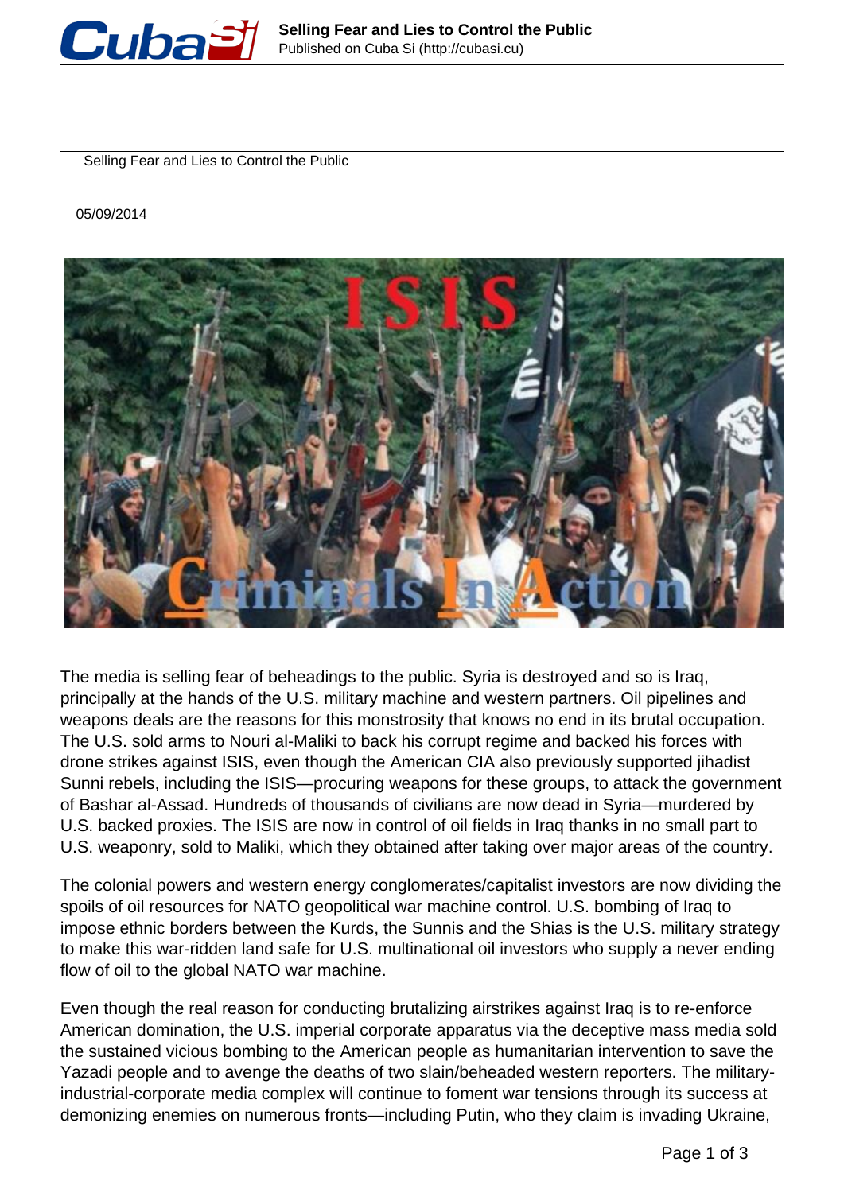# Selling Fear and Lies to Control the Public

05/09/2014

The media is selling fear of beheadings to the public. Syria is destroyed and so is Iraq, principally at the hands of the U.S. military machine and western partners. Oil pipelines and weapons deals are the reasons for this monstrosity that knows no end in its brutal occupation. The U.S. sold arms to Nouri al-Maliki to back his corrupt regime and backed his forces with drone strikes against ISIS, even though the American CIA also previously supported jihadist Sunni rebels, including the ISIS—procuring weapons for these groups, to attack the government of Bashar al-Assad. Hundreds of thousands of civilians are now dead in Syria—murdered by U.S. backed proxies. The ISIS are now in control of oil fields in Iraq thanks in no small part to U.S. weaponry, sold to Maliki, which they obtained after taking over major areas of the country.

The colonial powers and western energy conglomerates/capitalist investors are now dividing the spoils of oil resources for NATO geopolitical war machine control. U.S. bombing of Iraq to impose ethnic borders between the Kurds, the Sunnis and the Shias is the U.S. military strategy to make this war-ridden land safe for U.S. multinational oil investors who supply a never ending flow of oil to the global NATO war machine.

Even though the real reason for conducting brutalizing airstrikes against Iraq is to re-enforce American domination, the U.S. imperial corporate apparatus via the deceptive mass media sold the sustained vicious bombing to the American people as humanitarian intervention to save the Yazadi people and to avenge the deaths of two slain/beheaded western reporters. The military-industrial-corporate media complex will continue to foment war tensions through its success at demonizing enemies on numerous fronts—including Putin, who they claim is invading Ukraine,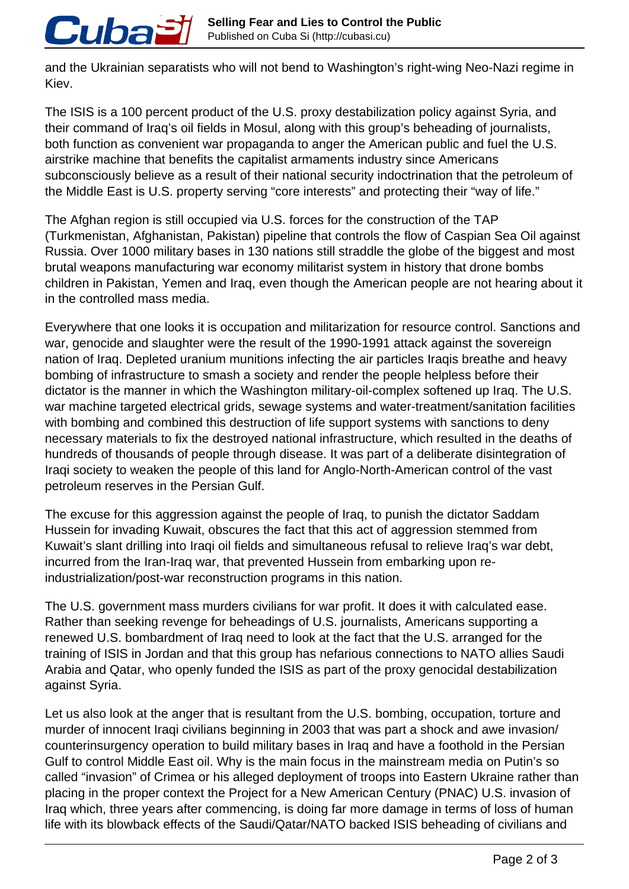and the Ukrainian separatists who will not bend to Washington's right-wing Neo-Nazi regime in Kiev.

The ISIS is a 100 percent product of the U.S. proxy destabilization policy against Syria, and their command of Iraq's oil fields in Mosul, along with this group's beheading of journalists, both function as convenient war propaganda to anger the American public and fuel the U.S. airstrike machine that benefits the capitalist armaments industry since Americans subconsciously believe as a result of their national security indoctrination that the petroleum of the Middle East is U.S. property serving "core interests" and protecting their "way of life."

The Afghan region is still occupied via U.S. forces for the construction of the TAP (Turkmenistan, Afghanistan, Pakistan) pipeline that controls the flow of Caspian Sea Oil against Russia. Over 1000 military bases in 130 nations still straddle the globe of the biggest and most brutal weapons manufacturing war economy militarist system in history that drone bombs children in Pakistan, Yemen and Iraq, even though the American people are not hearing about it in the controlled mass media.

Everywhere that one looks it is occupation and militarization for resource control. Sanctions and war, genocide and slaughter were the result of the 1990-1991 attack against the sovereign nation of Iraq. Depleted uranium munitions infecting the air particles Iraqis breathe and heavy bombing of infrastructure to smash a society and render the people helpless before their dictator is the manner in which the Washington military-oil-complex softened up Iraq. The U.S. war machine targeted electrical grids, sewage systems and water-treatment/sanitation facilities with bombing and combined this destruction of life support systems with sanctions to deny necessary materials to fix the destroyed national infrastructure, which resulted in the deaths of hundreds of thousands of people through disease. It was part of a deliberate disintegration of Iraqi society to weaken the people of this land for Anglo-North-American control of the vast petroleum reserves in the Persian Gulf.

The excuse for this aggression against the people of Iraq, to punish the dictator Saddam Hussein for invading Kuwait, obscures the fact that this act of aggression stemmed from Kuwait's slant drilling into Iraqi oil fields and simultaneous refusal to relieve Iraq's war debt, incurred from the Iran-Iraq war, that prevented Hussein from embarking upon re-industrialization/post-war reconstruction programs in this nation.

The U.S. government mass murders civilians for war profit. It does it with calculated ease. Rather than seeking revenge for beheadings of U.S. journalists, Americans supporting a renewed U.S. bombardment of Iraq need to look at the fact that the U.S. arranged for the training of ISIS in Jordan and that this group has nefarious connections to NATO allies Saudi Arabia and Qatar, who openly funded the ISIS as part of the proxy genocidal destabilization against Syria.

Let us also look at the anger that is resultant from the U.S. bombing, occupation, torture and murder of innocent Iraqi civilians beginning in 2003 that was part a shock and awe invasion/counterinsurgency operation to build military bases in Iraq and have a foothold in the Persian Gulf to control Middle East oil. Why is the main focus in the mainstream media on Putin's so called "invasion" of Crimea or his alleged deployment of troops into Eastern Ukraine rather than placing in the proper context the Project for a New American Century (PNAC) U.S. invasion of Iraq which, three years after commencing, is doing far more damage in terms of loss of human life with its blowback effects of the Saudi/Qatar/NATO backed ISIS beheading of civilians and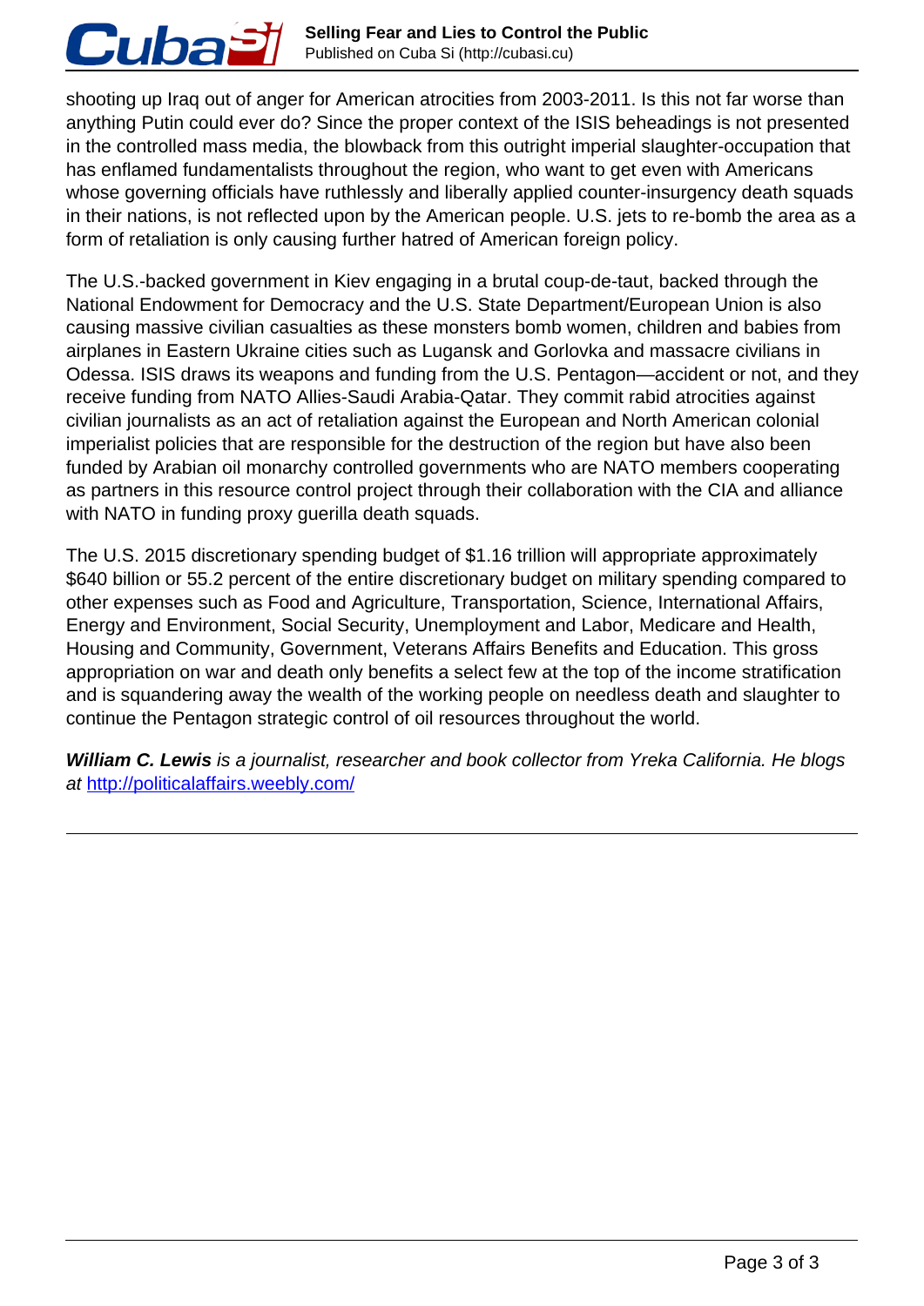shooting up Iraq out of anger for American atrocities from 2003-2011. Is this not far worse than anything Putin could ever do? Since the proper context of the ISIS beheadings is not presented in the controlled mass media, the blowback from this outright imperial slaughter-occupation that has enflamed fundamentalists throughout the region, who want to get even with Americans whose governing officials have ruthlessly and liberally applied counter-insurgency death squads in their nations, is not reflected upon by the American people. U.S. jets to re-bomb the area as a form of retaliation is only causing further hatred of American foreign policy.

The U.S.-backed government in Kiev engaging in a brutal coup-de-taut, backed through the National Endowment for Democracy and the U.S. State Department/European Union is also causing massive civilian casualties as these monsters bomb women, children and babies from airplanes in Eastern Ukraine cities such as Lugansk and Gorlovka and massacre civilians in Odessa. ISIS draws its weapons and funding from the U.S. Pentagon—accident or not, and they receive funding from NATO Allies-Saudi Arabia-Qatar. They commit rabid atrocities against civilian journalists as an act of retaliation against the European and North American colonial imperialist policies that are responsible for the destruction of the region but have also been funded by Arabian oil monarchy controlled governments who are NATO members cooperating as partners in this resource control project through their collaboration with the CIA and alliance with NATO in funding proxy guerilla death squads.

The U.S. 2015 discretionary spending budget of $1.16 trillion will appropriate approximately $640 billion or 55.2 percent of the entire discretionary budget on military spending compared to other expenses such as Food and Agriculture, Transportation, Science, International Affairs, Energy and Environment, Social Security, Unemployment and Labor, Medicare and Health, Housing and Community, Government, Veterans Affairs Benefits and Education. This gross appropriation on war and death only benefits a select few at the top of the income stratification and is squandering away the wealth of the working people on needless death and slaughter to continue the Pentagon strategic control of oil resources throughout the world.

***William C. Lewis*** *is a journalist, researcher and book collector from Yreka California. He blogs at* http://politicalaffairs.weebly.com/